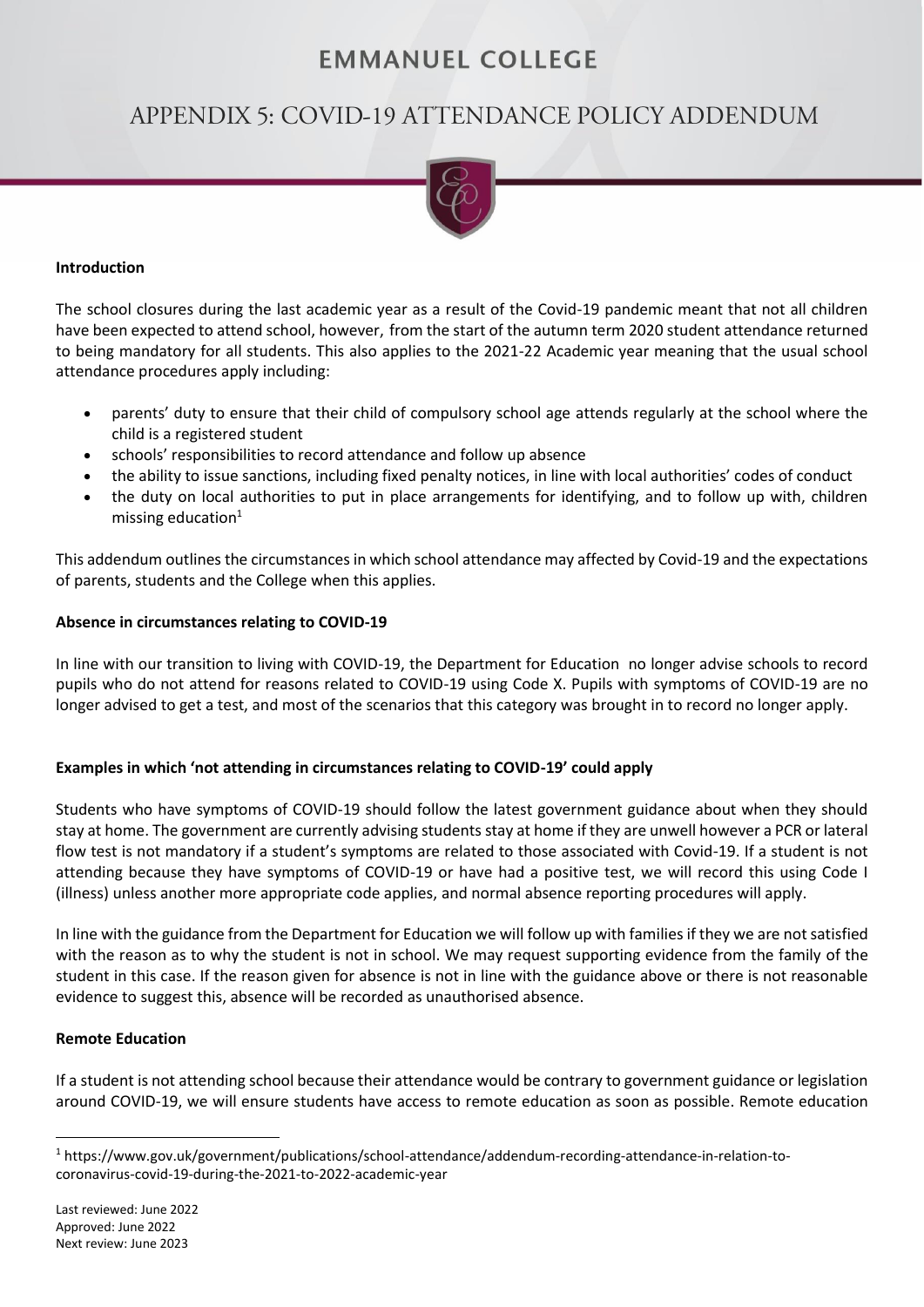// Unicode note: preserve text exactly.
# EMMANUEL COLLEGE

## APPENDIX 5: COVID-19 ATTENDANCE POLICY ADDENDUM

### Introduction

The school closures during the last academic year as a result of the Covid-19 pandemic meant that not all children have been expected to attend school, however, from the start of the autumn term 2020 student attendance returned to being mandatory for all students. This also applies to the 2021-22 Academic year meaning that the usual school attendance procedures apply including:

- parents' duty to ensure that their child of compulsory school age attends regularly at the school where the child is a registered student
- schools' responsibilities to record attendance and follow up absence
- the ability to issue sanctions, including fixed penalty notices, in line with local authorities' codes of conduct
- the duty on local authorities to put in place arrangements for identifying, and to follow up with, children missing education[1]

This addendum outlines the circumstances in which school attendance may affected by Covid-19 and the expectations of parents, students and the College when this applies.

### Absence in circumstances relating to COVID-19

In line with our transition to living with COVID-19, the Department for Education no longer advise schools to record pupils who do not attend for reasons related to COVID-19 using Code X. Pupils with symptoms of COVID-19 are no longer advised to get a test, and most of the scenarios that this category was brought in to record no longer apply.

### Examples in which 'not attending in circumstances relating to COVID-19' could apply

Students who have symptoms of COVID-19 should follow the latest government guidance about when they should stay at home. The government are currently advising students stay at home if they are unwell however a PCR or lateral flow test is not mandatory if a student's symptoms are related to those associated with Covid-19. If a student is not attending because they have symptoms of COVID-19 or have had a positive test, we will record this using Code I (illness) unless another more appropriate code applies, and normal absence reporting procedures will apply.

In line with the guidance from the Department for Education we will follow up with families if they we are not satisfied with the reason as to why the student is not in school. We may request supporting evidence from the family of the student in this case. If the reason given for absence is not in line with the guidance above or there is not reasonable evidence to suggest this, absence will be recorded as unauthorised absence.

### Remote Education

If a student is not attending school because their attendance would be contrary to government guidance or legislation around COVID-19, we will ensure students have access to remote education as soon as possible. Remote education

[1] https://www.gov.uk/government/publications/school-attendance/addendum-recording-attendance-in-relation-to-coronavirus-covid-19-during-the-2021-to-2022-academic-year

Last reviewed: June 2022
Approved: June 2022
Next review: June 2023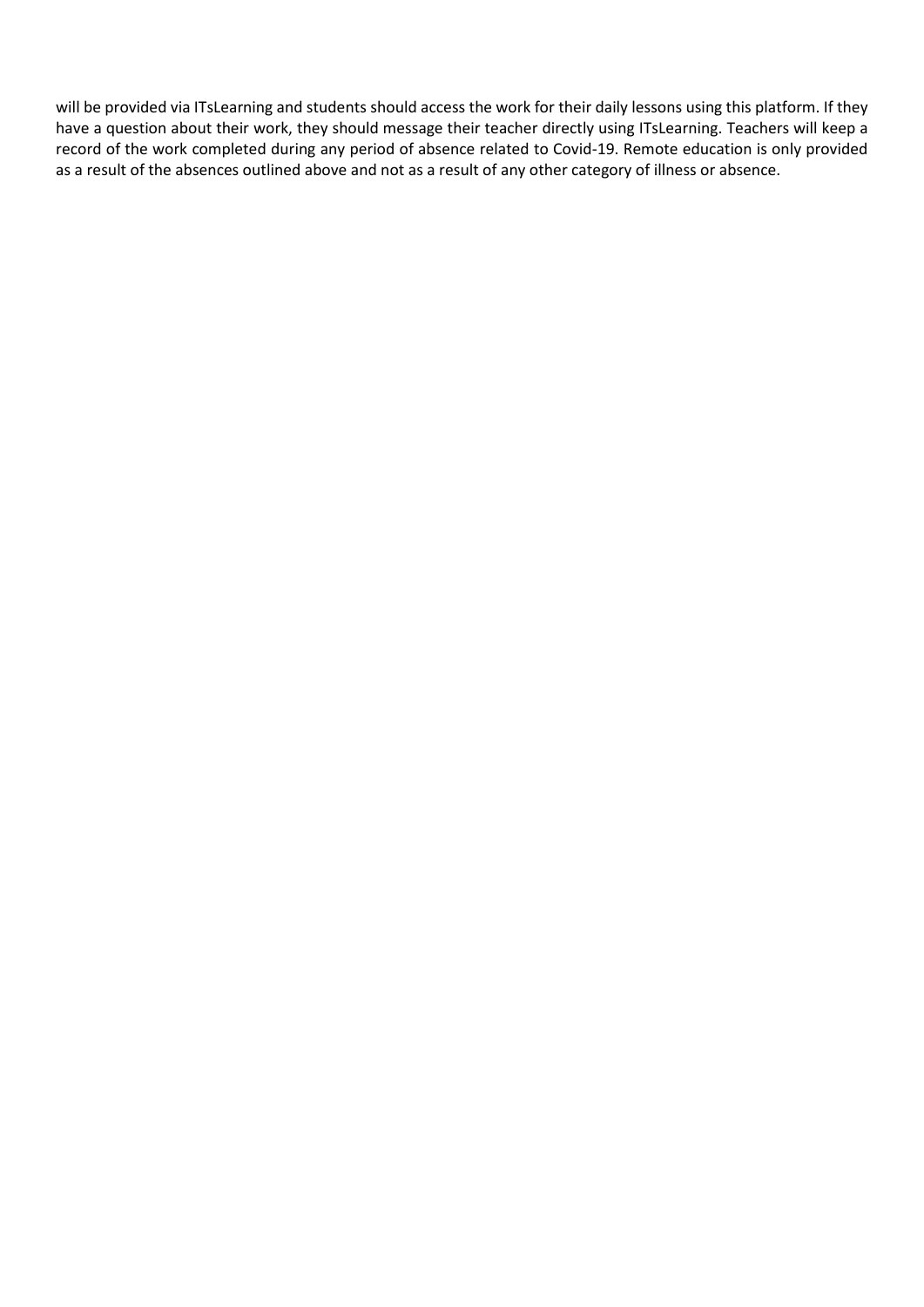will be provided via ITsLearning and students should access the work for their daily lessons using this platform. If they have a question about their work, they should message their teacher directly using ITsLearning. Teachers will keep a record of the work completed during any period of absence related to Covid-19. Remote education is only provided as a result of the absences outlined above and not as a result of any other category of illness or absence.